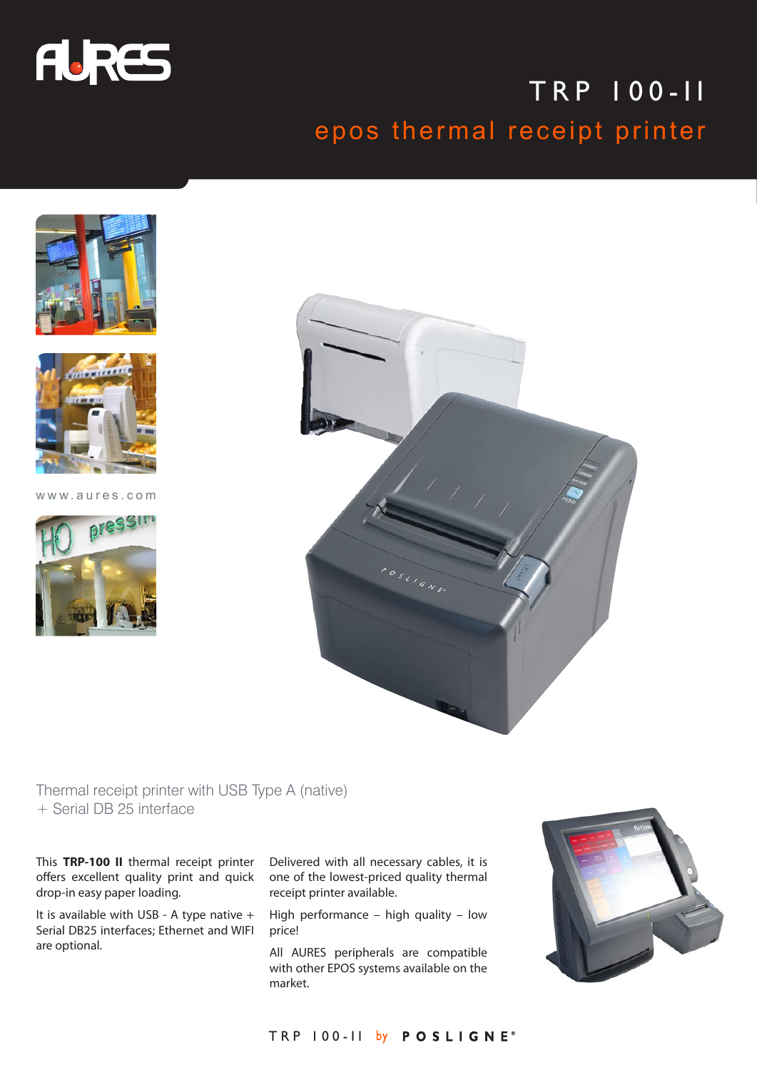# TRP 100-II

## epos thermal receipt printer

www.aures.com

Thermal receipt printer with USB Type A (native)
+ Serial DB 25 interface

This **TRP-100 II** thermal receipt printer offers excellent quality print and quick drop-in easy paper loading.

It is available with USB - A type native + Serial DB25 interfaces; Ethernet and WIFI are optional.

Delivered with all necessary cables, it is one of the lowest-priced quality thermal receipt printer available.

High performance – high quality – low price!

All AURES peripherals are compatible with other EPOS systems available on the market.

TRP 100-II by POSLIGNE®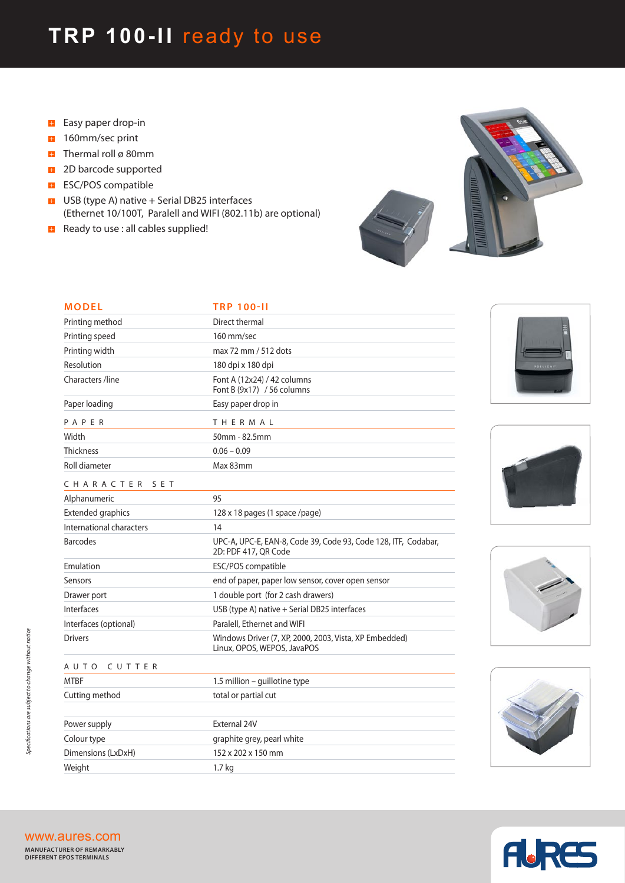# TRP 100-II ready to use

- Easy paper drop-in
- 160mm/sec print
- Thermal roll ø 80mm
- 2D barcode supported
- ESC/POS compatible
- USB (type A) native + Serial DB25 interfaces
  (Ethernet 10/100T, Paralell and WIFI (802.11b) are optional)
- Ready to use : all cables supplied!

| MODEL | TRP 100-II |
|---|---|
| Printing method | Direct thermal |
| Printing speed | 160 mm/sec |
| Printing width | max 72 mm / 512 dots |
| Resolution | 180 dpi x 180 dpi |
| Characters /line | Font A (12x24) / 42 columns<br>Font B (9x17) / 56 columns |
| Paper loading | Easy paper drop in |
| **PAPER** | **THERMAL** |
| Width | 50mm - 82.5mm |
| Thickness | 0.06 – 0.09 |
| Roll diameter | Max 83mm |
| **CHARACTER SET** | |
| Alphanumeric | 95 |
| Extended graphics | 128 x 18 pages (1 space /page) |
| International characters | 14 |
| Barcodes | UPC-A, UPC-E, EAN-8, Code 39, Code 93, Code 128, ITF, Codabar, 2D: PDF 417, QR Code |
| Emulation | ESC/POS compatible |
| Sensors | end of paper, paper low sensor, cover open sensor |
| Drawer port | 1 double port (for 2 cash drawers) |
| Interfaces | USB (type A) native + Serial DB25 interfaces |
| Interfaces (optional) | Paralell, Ethernet and WIFI |
| Drivers | Windows Driver (7, XP, 2000, 2003, Vista, XP Embedded)<br>Linux, OPOS, WEPOS, JavaPOS |
| **AUTO CUTTER** | |
| MTBF | 1.5 million – guillotine type |
| Cutting method | total or partial cut |
| | |
| Power supply | External 24V |
| Colour type | graphite grey, pearl white |
| Dimensions (LxDxH) | 152 x 202 x 150 mm |
| Weight | 1.7 kg |

*Specifications are subject to change without notice*

www.aures.com
MANUFACTURER OF REMARKABLY DIFFERENT EPOS TERMINALS

AURES